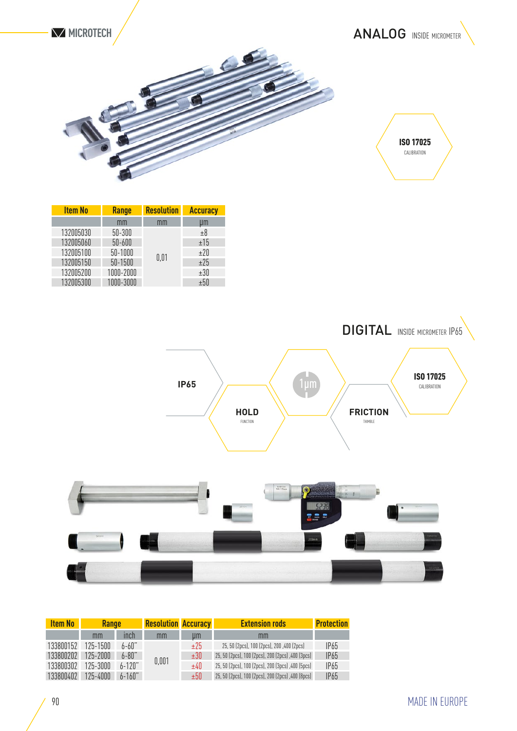MICROTECH

# ANALOG INSIDE MICROMETER

ISO 17025 CALIBRATION

| Item No | Range | Resolution | Accuracy |
|---|---|---|---|
| | mm | mm | µm |
| 132005030 | 50-300 | 0,01 | ±8 |
| 132005060 | 50-600 | | ±15 |
| 132005100 | 50-1000 | | ±20 |
| 132005150 | 50-1500 | | ±25 |
| 132005200 | 1000-2000 | | ±30 |
| 132005300 | 1000-3000 | | ±50 |

# DIGITAL INSIDE MICROMETER IP65

IP65

HOLD FUNCTION

1µm

FRICTION THIMBLE

ISO 17025 CALIBRATION

| Item No | Range | | Resolution | Accuracy | Extension rods | Protection |
|---|---|---|---|---|---|---|
| | mm | inch | mm | µm | mm | |
| 133800152 | 125-1500 | 6-60" | 0,001 | ±25 | 25, 50 (2pcs), 100 (2pcs), 200 ,400 (2pcs) | IP65 |
| 133800202 | 125-2000 | 6-80" | | ±30 | 25, 50 (2pcs), 100 (2pcs), 200 (2pcs) ,400 (3pcs) | IP65 |
| 133800302 | 125-3000 | 6-120" | | ±40 | 25, 50 (2pcs), 100 (2pcs), 200 (3pcs) ,400 (5pcs) | IP65 |
| 133800402 | 125-4000 | 6-160" | | ±50 | 25, 50 (2pcs), 100 (2pcs), 200 (2pcs) ,400 (8pcs) | IP65 |

MADE IN EUROPE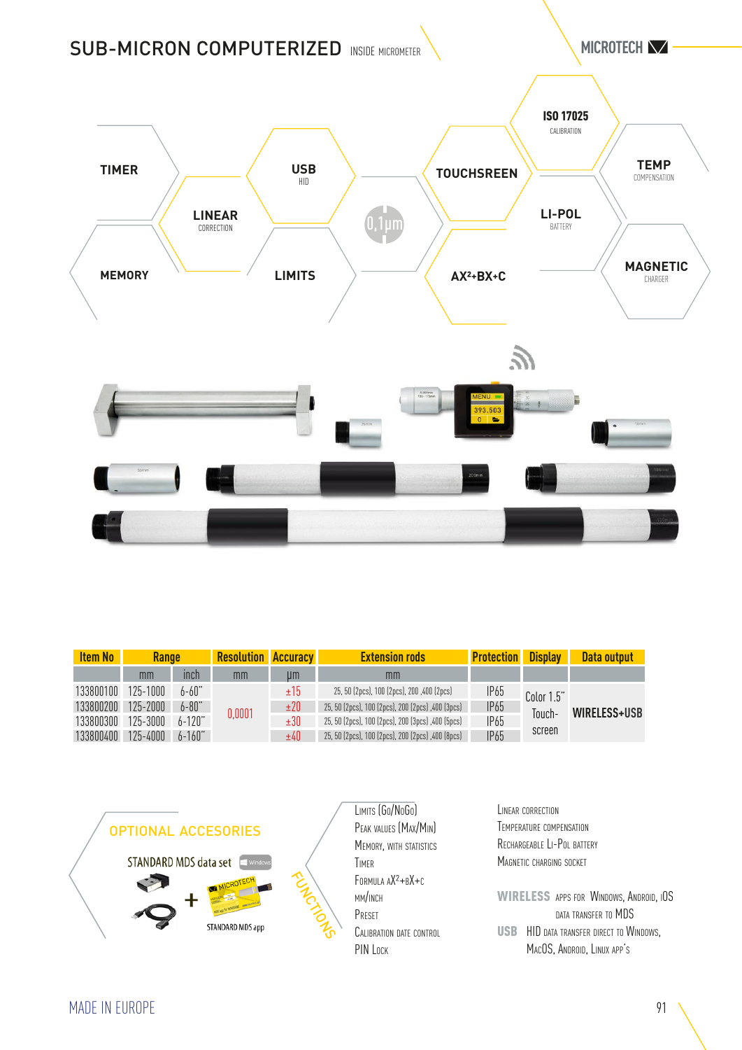# SUB-MICRON COMPUTERIZED INSIDE MICROMETER

MICROTECH

TIMER

LINEAR CORRECTION

MEMORY

USB HID

LIMITS

0,1µm

TOUCHSCREEN

ISO 17025 CALIBRATION

AX²+BX+C

LI-POL BATTERY

TEMP COMPENSATION

MAGNETIC CHARGER

| Item No | Range | | Resolution | Accuracy | Extension rods | Protection | Display | Data output |
|---|---|---|---|---|---|---|---|---|
| | mm | inch | mm | µm | mm | | | |
| 133800100 | 125-1000 | 6-60" | 0,0001 | ±15 | 25, 50 (2pcs), 100 (2pcs), 200 ,400 (2pcs) | IP65 | Color 1.5" Touch-screen | WIRELESS+USB |
| 133800200 | 125-2000 | 6-80" | | ±20 | 25, 50 (2pcs), 100 (2pcs), 200 (2pcs) ,400 (3pcs) | IP65 | | |
| 133800300 | 125-3000 | 6-120" | | ±30 | 25, 50 (2pcs), 100 (2pcs), 200 (3pcs) ,400 (5pcs) | IP65 | | |
| 133800400 | 125-4000 | 6-160" | | ±40 | 25, 50 (2pcs), 100 (2pcs), 200 (2pcs) ,400 (8pcs) | IP65 | | |

## OPTIONAL ACCESORIES

STANDARD MDS data set Windows

STANDARD MDS app

## FUNCTIONS

- Limits (Go/NoGo)
- Peak values (Max/Min)
- Memory, with statistics
- Timer
- Formula $aX^2+bX+c$
- mm/inch
- Preset
- Calibration date control
- PIN Lock

- Linear correction
- Temperature compensation
- Rechargeable Li-Pol battery
- Magnetic charging socket

**WIRELESS** apps for Windows, Android, iOS data transfer to MDS

**USB** HID data transfer direct to Windows, MacOS, Android, Linux app's

MADE IN EUROPE